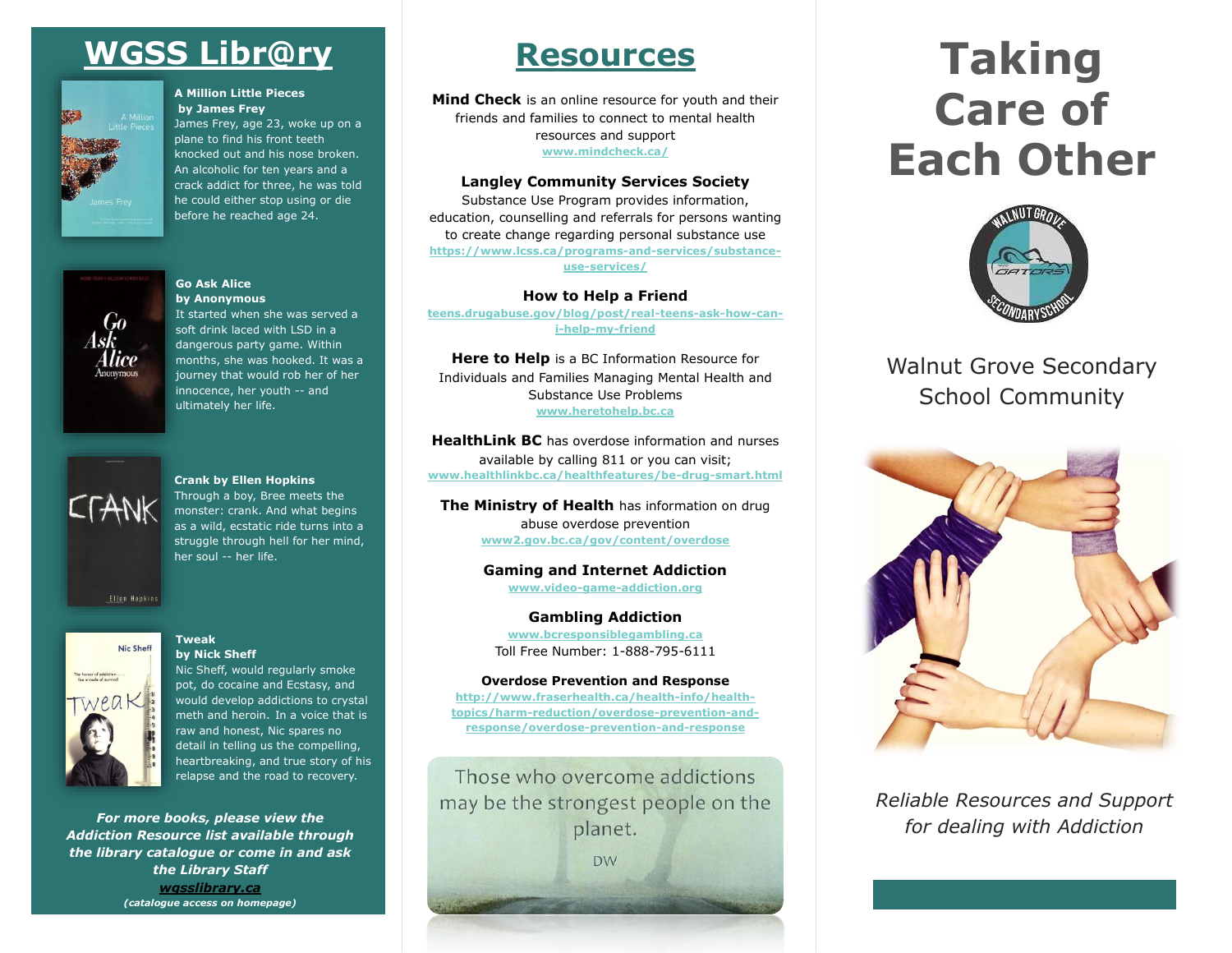# WGSS Libr@ry

**A Million Little Pieces by James Frey**
James Frey, age 23, woke up on a plane to find his front teeth knocked out and his nose broken. An alcoholic for ten years and a crack addict for three, he was told he could either stop using or die before he reached age 24.

**Go Ask Alice by Anonymous**
It started when she was served a soft drink laced with LSD in a dangerous party game. Within months, she was hooked. It was a journey that would rob her of her innocence, her youth -- and ultimately her life.

**Crank by Ellen Hopkins**
Through a boy, Bree meets the monster: crank. And what begins as a wild, ecstatic ride turns into a struggle through hell for her mind, her soul -- her life.

**Tweak by Nick Sheff**
Nic Sheff, would regularly smoke pot, do cocaine and Ecstasy, and would develop addictions to crystal meth and heroin. In a voice that is raw and honest, Nic spares no detail in telling us the compelling, heartbreaking, and true story of his relapse and the road to recovery.

***For more books, please view the Addiction Resource list available through the library catalogue or come in and ask the Library Staff***

**wgsslibrary.ca**
***(catalogue access on homepage)***

# Resources

**Mind Check** is an online resource for youth and their friends and families to connect to mental health resources and support
www.mindcheck.ca/

**Langley Community Services Society**
Substance Use Program provides information, education, counselling and referrals for persons wanting to create change regarding personal substance use
https://www.lcss.ca/programs-and-services/substance-use-services/

**How to Help a Friend**
teens.drugabuse.gov/blog/post/real-teens-ask-how-can-i-help-my-friend

**Here to Help** is a BC Information Resource for Individuals and Families Managing Mental Health and Substance Use Problems
www.heretohelp.bc.ca

**HealthLink BC** has overdose information and nurses available by calling 811 or you can visit;
www.healthlinkbc.ca/healthfeatures/be-drug-smart.html

**The Ministry of Health** has information on drug abuse overdose prevention
www2.gov.bc.ca/gov/content/overdose

**Gaming and Internet Addiction**
www.video-game-addiction.org

**Gambling Addiction**
www.bcresponsiblegambling.ca
Toll Free Number: 1-888-795-6111

**Overdose Prevention and Response**
http://www.fraserhealth.ca/health-info/health-topics/harm-reduction/overdose-prevention-and-response/overdose-prevention-and-response

Those who overcome addictions may be the strongest people on the planet.
DW

# Taking Care of Each Other

Walnut Grove Secondary School Community

*Reliable Resources and Support for dealing with Addiction*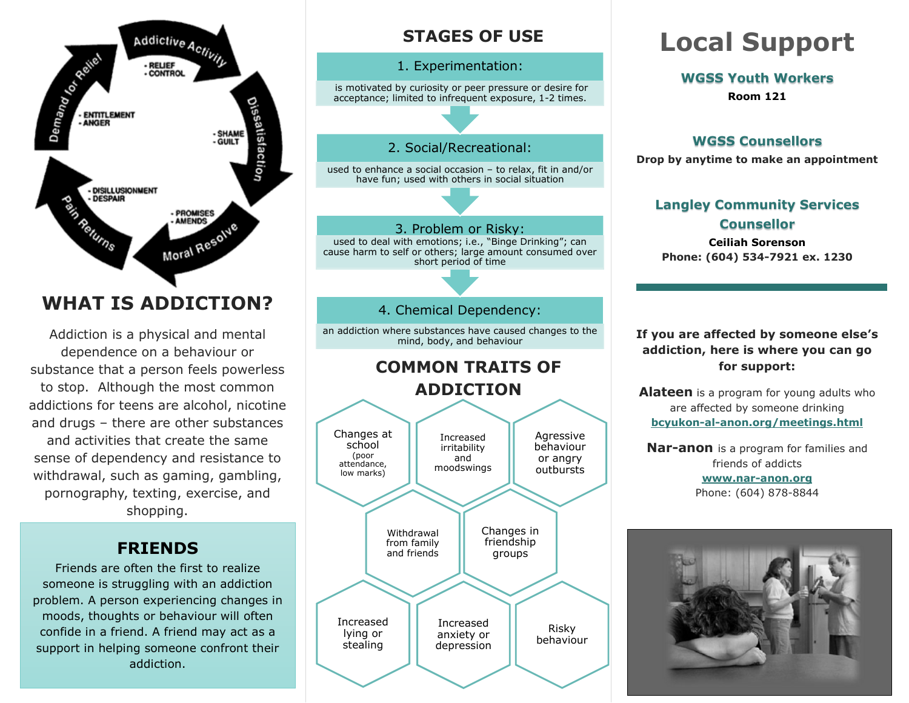Addictive Activity
- RELIEF
- CONTROL

Dissatisfaction
- SHAME
- GUILT

Moral Resolve
- PROMISES
- AMENDS

Pain Returns
- DISILLUSIONMENT
- DESPAIR

Demand for Relief
- ENTITLEMENT
- ANGER

## WHAT IS ADDICTION?

Addiction is a physical and mental dependence on a behaviour or substance that a person feels powerless to stop. Although the most common addictions for teens are alcohol, nicotine and drugs – there are other substances and activities that create the same sense of dependency and resistance to withdrawal, such as gaming, gambling, pornography, texting, exercise, and shopping.

### FRIENDS

Friends are often the first to realize someone is struggling with an addiction problem. A person experiencing changes in moods, thoughts or behaviour will often confide in a friend. A friend may act as a support in helping someone confront their addiction.

## STAGES OF USE

**1. Experimentation:**
is motivated by curiosity or peer pressure or desire for acceptance; limited to infrequent exposure, 1-2 times.

**2. Social/Recreational:**
used to enhance a social occasion – to relax, fit in and/or have fun; used with others in social situation

**3. Problem or Risky:**
used to deal with emotions; i.e., "Binge Drinking"; can cause harm to self or others; large amount consumed over short period of time

**4. Chemical Dependency:**
an addiction where substances have caused changes to the mind, body, and behaviour

## COMMON TRAITS OF ADDICTION

- Changes at school (poor attendance, low marks)
- Increased irritability and moodswings
- Agressive behaviour or angry outbursts
- Withdrawal from family and friends
- Changes in friendship groups
- Increased lying or stealing
- Increased anxiety or depression
- Risky behaviour

# Local Support

**WGSS Youth Workers**
**Room 121**

**WGSS Counsellors**
**Drop by anytime to make an appointment**

**Langley Community Services Counsellor**
**Ceiliah Sorenson**
**Phone: (604) 534-7921 ex. 1230**

**If you are affected by someone else's addiction, here is where you can go for support:**

**Alateen** is a program for young adults who are affected by someone drinking
**bcyukon-al-anon.org/meetings.html**

**Nar-anon** is a program for families and friends of addicts
**www.nar-anon.org**
Phone: (604) 878-8844